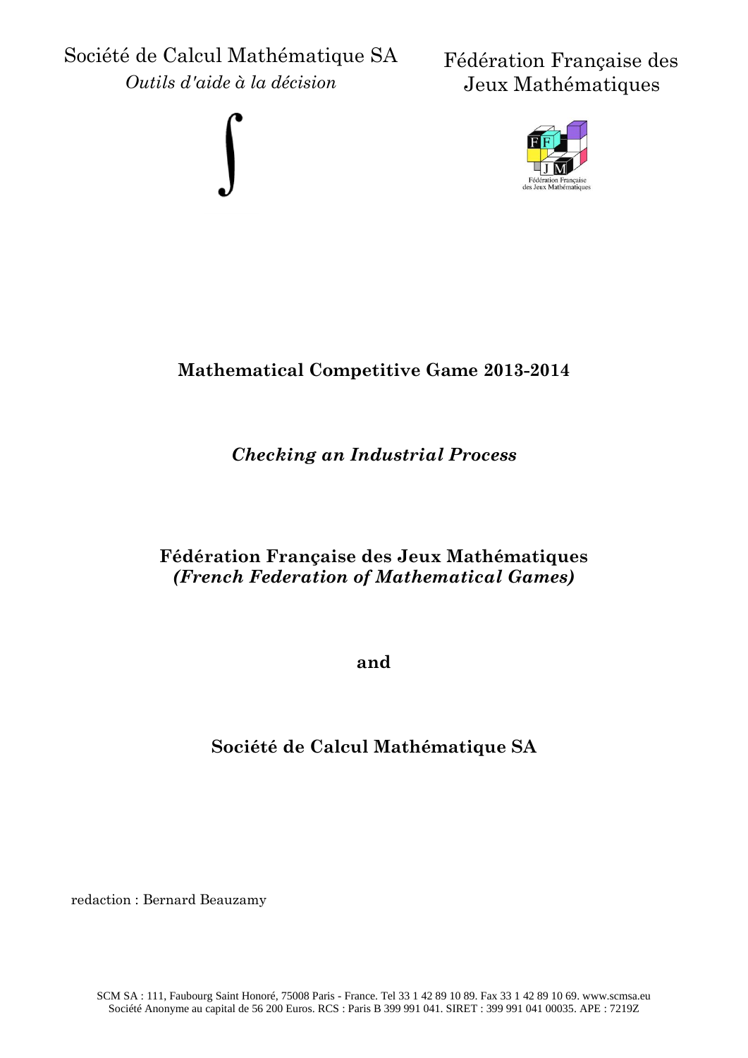Société de Calcul Mathématique SA

*Outils d'aide à la décision*

Fédération Française des Jeux Mathématiques

# Mathematical Competitive Game 2013-2014

## *Checking an Industrial Process*

**Fédération Française des Jeux Mathématiques**
***(French Federation of Mathematical Games)***

**and**

**Société de Calcul Mathématique SA**

redaction : Bernard Beauzamy

SCM SA : 111, Faubourg Saint Honoré, 75008 Paris - France. Tel 33 1 42 89 10 89. Fax 33 1 42 89 10 69. www.scmsa.eu
Société Anonyme au capital de 56 200 Euros. RCS : Paris B 399 991 041. SIRET : 399 991 041 00035. APE : 7219Z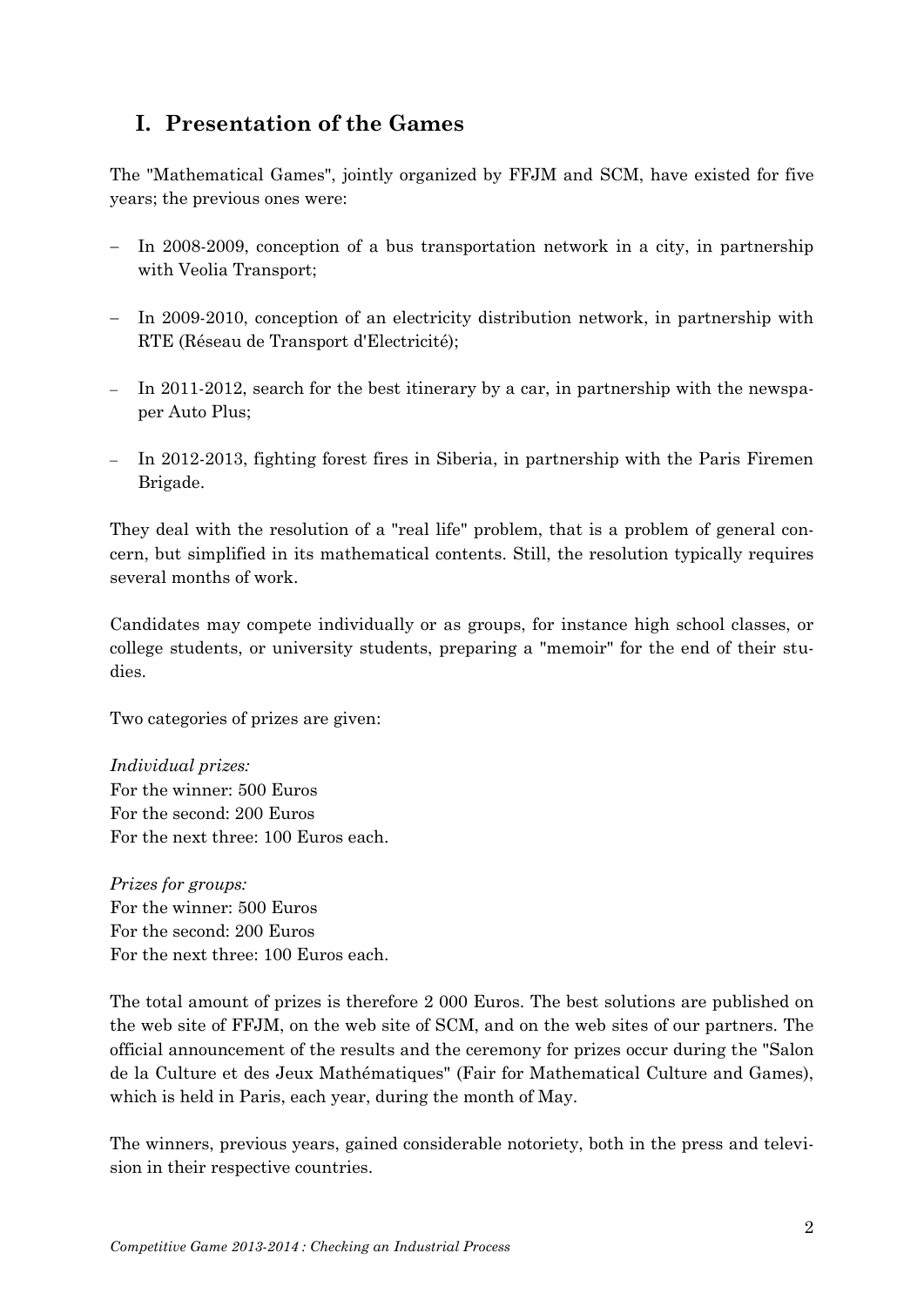## I. Presentation of the Games

The "Mathematical Games", jointly organized by FFJM and SCM, have existed for five years; the previous ones were:

- In 2008-2009, conception of a bus transportation network in a city, in partnership with Veolia Transport;
- In 2009-2010, conception of an electricity distribution network, in partnership with RTE (Réseau de Transport d'Electricité);
- In 2011-2012, search for the best itinerary by a car, in partnership with the newspaper Auto Plus;
- In 2012-2013, fighting forest fires in Siberia, in partnership with the Paris Firemen Brigade.

They deal with the resolution of a "real life" problem, that is a problem of general concern, but simplified in its mathematical contents. Still, the resolution typically requires several months of work.

Candidates may compete individually or as groups, for instance high school classes, or college students, or university students, preparing a "memoir" for the end of their studies.

Two categories of prizes are given:

*Individual prizes:*
For the winner: 500 Euros
For the second: 200 Euros
For the next three: 100 Euros each.

*Prizes for groups:*
For the winner: 500 Euros
For the second: 200 Euros
For the next three: 100 Euros each.

The total amount of prizes is therefore 2 000 Euros. The best solutions are published on the web site of FFJM, on the web site of SCM, and on the web sites of our partners. The official announcement of the results and the ceremony for prizes occur during the "Salon de la Culture et des Jeux Mathématiques" (Fair for Mathematical Culture and Games), which is held in Paris, each year, during the month of May.

The winners, previous years, gained considerable notoriety, both in the press and television in their respective countries.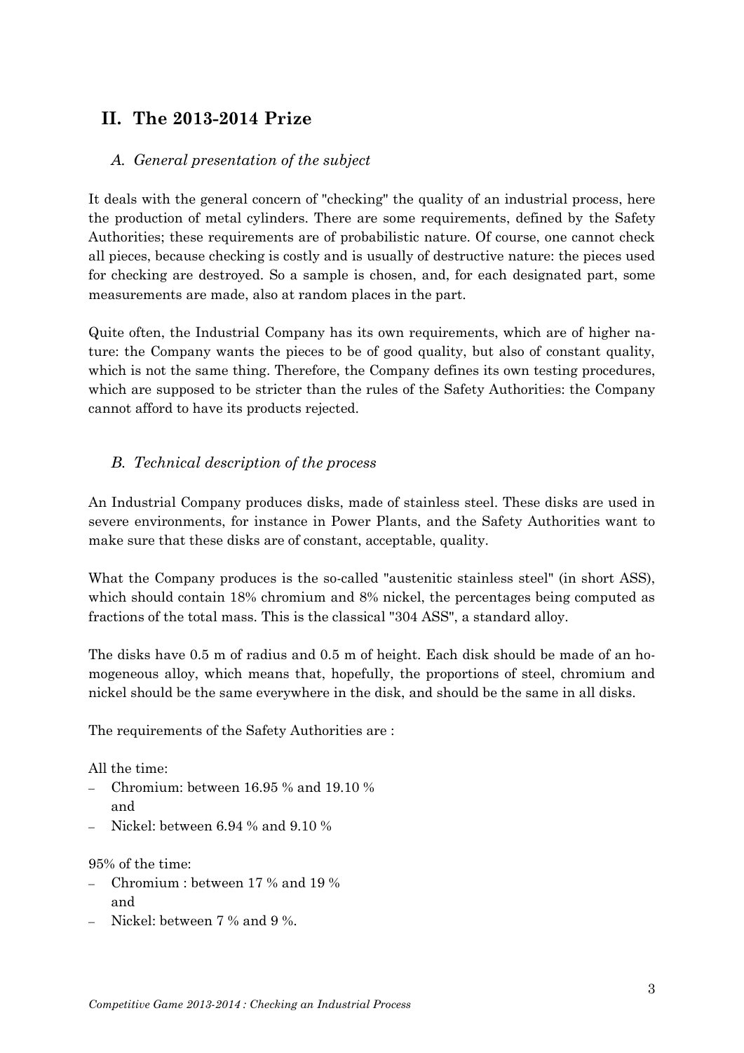## II. The 2013-2014 Prize

### *A. General presentation of the subject*

It deals with the general concern of "checking" the quality of an industrial process, here the production of metal cylinders. There are some requirements, defined by the Safety Authorities; these requirements are of probabilistic nature. Of course, one cannot check all pieces, because checking is costly and is usually of destructive nature: the pieces used for checking are destroyed. So a sample is chosen, and, for each designated part, some measurements are made, also at random places in the part.

Quite often, the Industrial Company has its own requirements, which are of higher nature: the Company wants the pieces to be of good quality, but also of constant quality, which is not the same thing. Therefore, the Company defines its own testing procedures, which are supposed to be stricter than the rules of the Safety Authorities: the Company cannot afford to have its products rejected.

### *B. Technical description of the process*

An Industrial Company produces disks, made of stainless steel. These disks are used in severe environments, for instance in Power Plants, and the Safety Authorities want to make sure that these disks are of constant, acceptable, quality.

What the Company produces is the so-called "austenitic stainless steel" (in short ASS), which should contain 18% chromium and 8% nickel, the percentages being computed as fractions of the total mass. This is the classical "304 ASS", a standard alloy.

The disks have 0.5 m of radius and 0.5 m of height. Each disk should be made of an homogeneous alloy, which means that, hopefully, the proportions of steel, chromium and nickel should be the same everywhere in the disk, and should be the same in all disks.

The requirements of the Safety Authorities are :

All the time:

- Chromium: between 16.95 % and 19.10 %
  and
- Nickel: between 6.94 % and 9.10 %

95% of the time:

- Chromium : between 17 % and 19 %
  and
- Nickel: between 7 % and 9 %.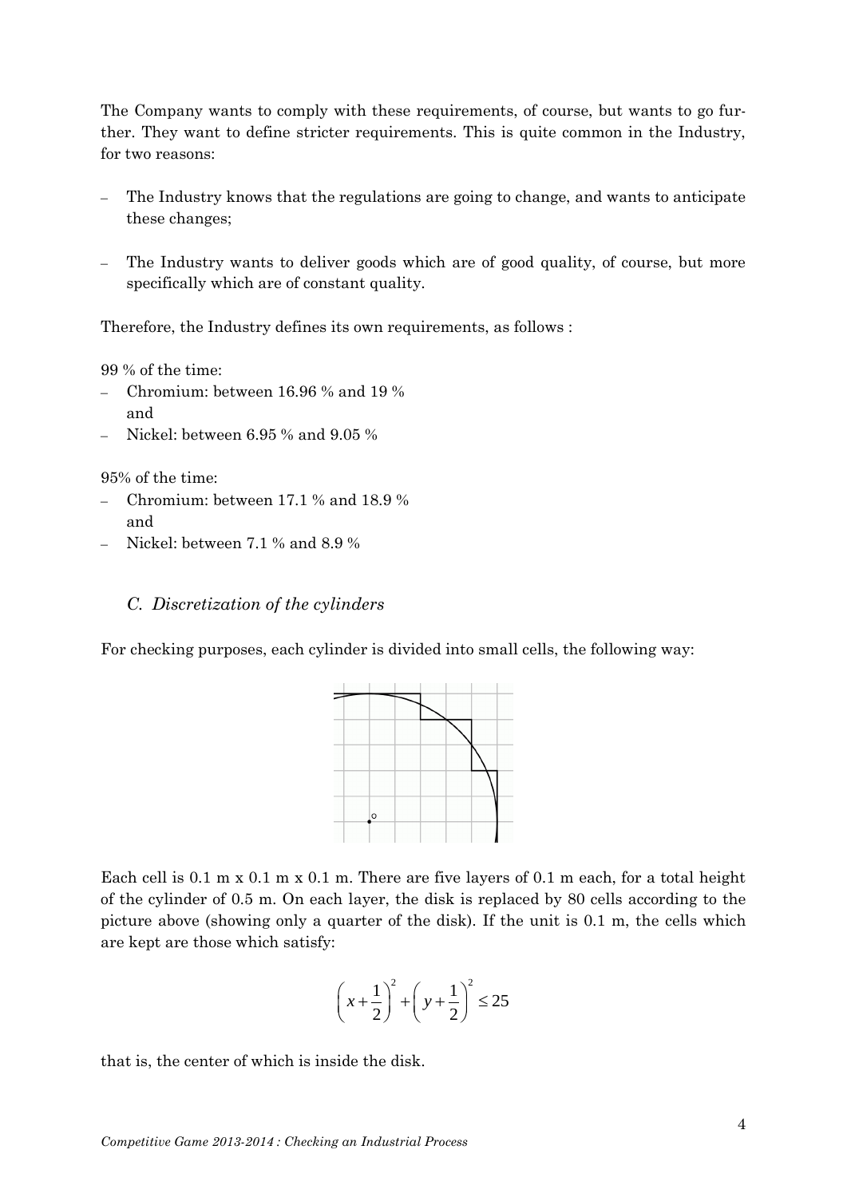The Company wants to comply with these requirements, of course, but wants to go further. They want to define stricter requirements. This is quite common in the Industry, for two reasons:

- The Industry knows that the regulations are going to change, and wants to anticipate these changes;
- The Industry wants to deliver goods which are of good quality, of course, but more specifically which are of constant quality.

Therefore, the Industry defines its own requirements, as follows :

99 % of the time:

- Chromium: between 16.96 % and 19 %
  and
- Nickel: between 6.95 % and 9.05 %

95% of the time:

- Chromium: between 17.1 % and 18.9 %
  and
- Nickel: between 7.1 % and 8.9 %

### *C. Discretization of the cylinders*

For checking purposes, each cylinder is divided into small cells, the following way:

Each cell is 0.1 m x 0.1 m x 0.1 m. There are five layers of 0.1 m each, for a total height of the cylinder of 0.5 m. On each layer, the disk is replaced by 80 cells according to the picture above (showing only a quarter of the disk). If the unit is 0.1 m, the cells which are kept are those which satisfy:

$$\left(x+\frac{1}{2}\right)^2+\left(y+\frac{1}{2}\right)^2 \leq 25$$

that is, the center of which is inside the disk.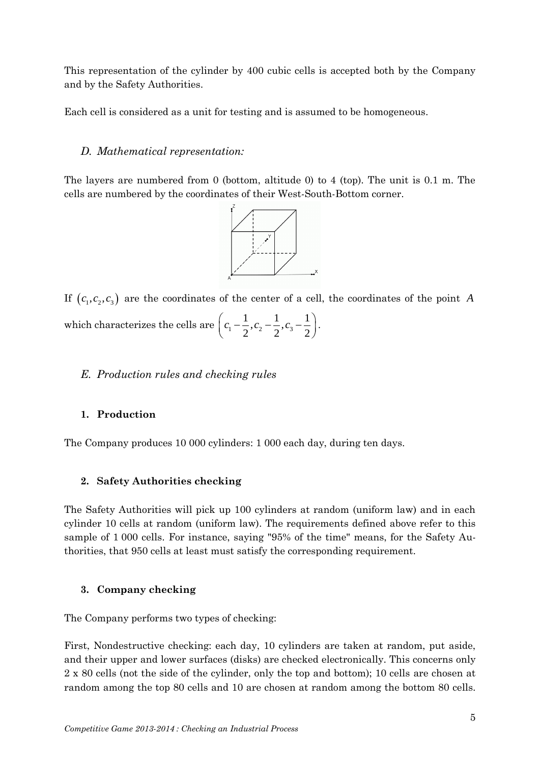This representation of the cylinder by 400 cubic cells is accepted both by the Company and by the Safety Authorities.

Each cell is considered as a unit for testing and is assumed to be homogeneous.

### *D. Mathematical representation:*

The layers are numbered from 0 (bottom, altitude 0) to 4 (top). The unit is 0.1 m. The cells are numbered by the coordinates of their West-South-Bottom corner.

If $(c_1, c_2, c_3)$ are the coordinates of the center of a cell, the coordinates of the point $A$ which characterizes the cells are $\left(c_1 - \frac{1}{2}, c_2 - \frac{1}{2}, c_3 - \frac{1}{2}\right)$.

### *E. Production rules and checking rules*

#### 1. Production

The Company produces 10 000 cylinders: 1 000 each day, during ten days.

#### 2. Safety Authorities checking

The Safety Authorities will pick up 100 cylinders at random (uniform law) and in each cylinder 10 cells at random (uniform law). The requirements defined above refer to this sample of 1 000 cells. For instance, saying "95% of the time" means, for the Safety Authorities, that 950 cells at least must satisfy the corresponding requirement.

#### 3. Company checking

The Company performs two types of checking:

First, Nondestructive checking: each day, 10 cylinders are taken at random, put aside, and their upper and lower surfaces (disks) are checked electronically. This concerns only 2 x 80 cells (not the side of the cylinder, only the top and bottom); 10 cells are chosen at random among the top 80 cells and 10 are chosen at random among the bottom 80 cells.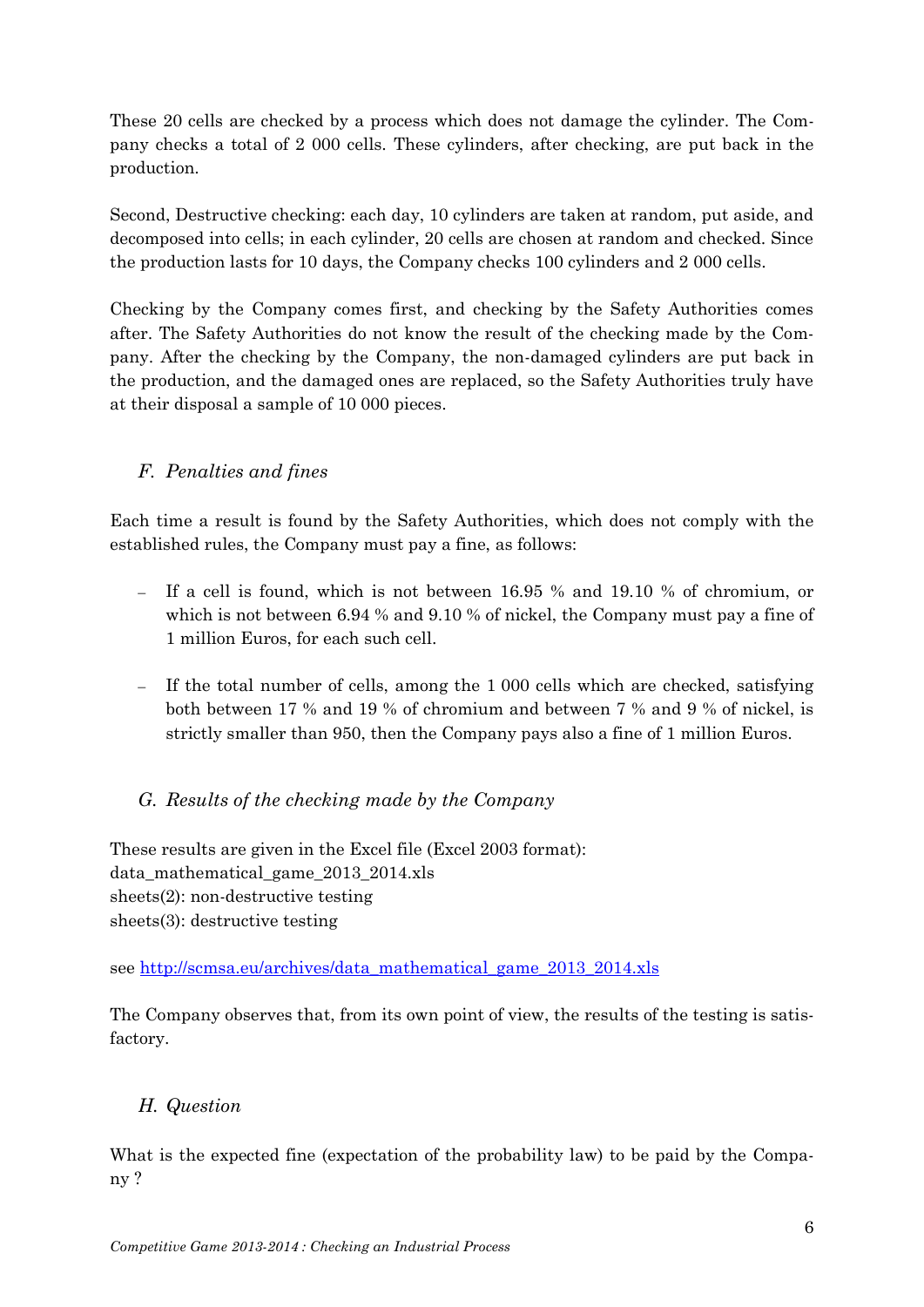These 20 cells are checked by a process which does not damage the cylinder. The Company checks a total of 2 000 cells. These cylinders, after checking, are put back in the production.

Second, Destructive checking: each day, 10 cylinders are taken at random, put aside, and decomposed into cells; in each cylinder, 20 cells are chosen at random and checked. Since the production lasts for 10 days, the Company checks 100 cylinders and 2 000 cells.

Checking by the Company comes first, and checking by the Safety Authorities comes after. The Safety Authorities do not know the result of the checking made by the Company. After the checking by the Company, the non-damaged cylinders are put back in the production, and the damaged ones are replaced, so the Safety Authorities truly have at their disposal a sample of 10 000 pieces.

### *F. Penalties and fines*

Each time a result is found by the Safety Authorities, which does not comply with the established rules, the Company must pay a fine, as follows:

- If a cell is found, which is not between 16.95 % and 19.10 % of chromium, or which is not between 6.94 % and 9.10 % of nickel, the Company must pay a fine of 1 million Euros, for each such cell.
- If the total number of cells, among the 1 000 cells which are checked, satisfying both between 17 % and 19 % of chromium and between 7 % and 9 % of nickel, is strictly smaller than 950, then the Company pays also a fine of 1 million Euros.

### *G. Results of the checking made by the Company*

These results are given in the Excel file (Excel 2003 format):
data_mathematical_game_2013_2014.xls
sheets(2): non-destructive testing
sheets(3): destructive testing

see [http://scmsa.eu/archives/data_mathematical_game_2013_2014.xls](http://scmsa.eu/archives/data_mathematical_game_2013_2014.xls)

The Company observes that, from its own point of view, the results of the testing is satisfactory.

### *H. Question*

What is the expected fine (expectation of the probability law) to be paid by the Company ?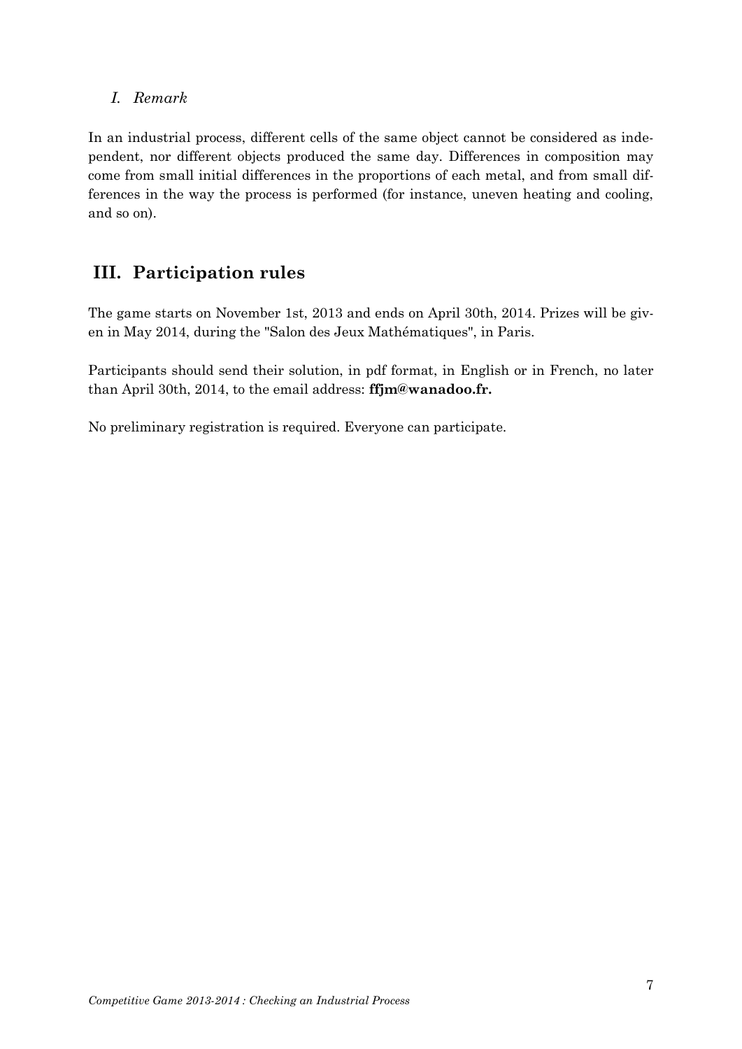### *I. Remark*

In an industrial process, different cells of the same object cannot be considered as independent, nor different objects produced the same day. Differences in composition may come from small initial differences in the proportions of each metal, and from small differences in the way the process is performed (for instance, uneven heating and cooling, and so on).

## III. Participation rules

The game starts on November 1st, 2013 and ends on April 30th, 2014. Prizes will be given in May 2014, during the "Salon des Jeux Mathématiques", in Paris.

Participants should send their solution, in pdf format, in English or in French, no later than April 30th, 2014, to the email address: **ffjm@wanadoo.fr.**

No preliminary registration is required. Everyone can participate.